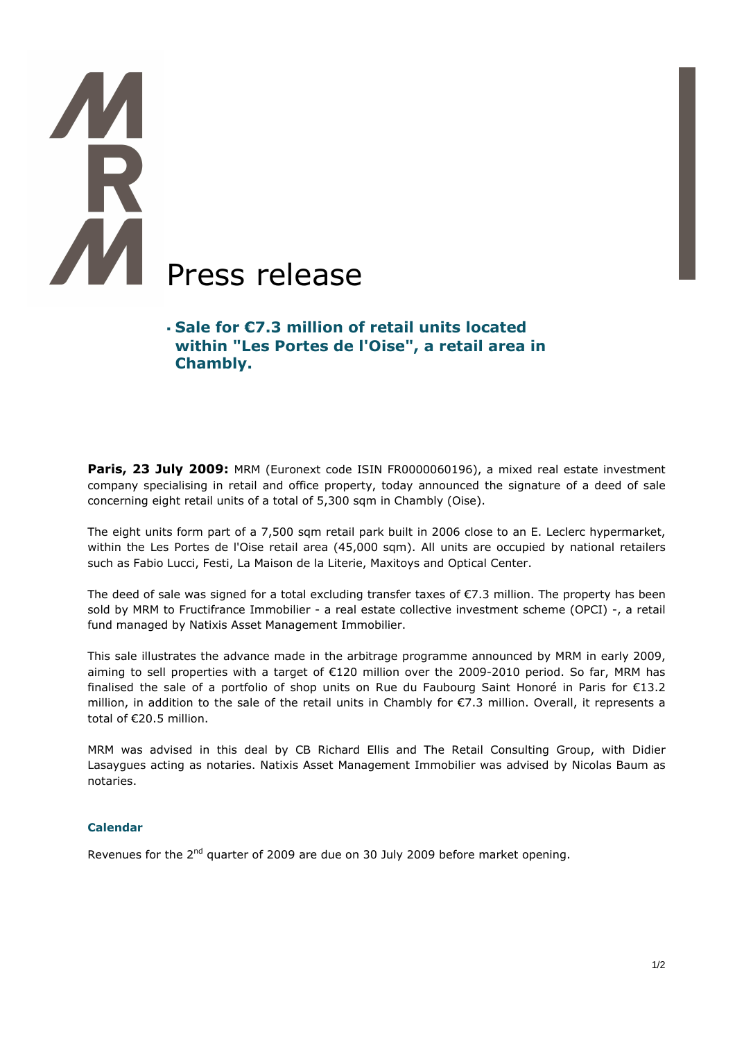# Press release

- **Sale for €7.3 million of retail units located within "Les Portes de l'Oise", a retail area in Chambly.**

**Paris, 23 July 2009:** MRM (Euronext code ISIN FR0000060196), a mixed real estate investment company specialising in retail and office property, today announced the signature of a deed of sale concerning eight retail units of a total of 5,300 sqm in Chambly (Oise).

The eight units form part of a 7,500 sqm retail park built in 2006 close to an E. Leclerc hypermarket, within the Les Portes de l'Oise retail area (45,000 sqm). All units are occupied by national retailers such as Fabio Lucci, Festi, La Maison de la Literie, Maxitoys and Optical Center.

The deed of sale was signed for a total excluding transfer taxes of €7.3 million. The property has been sold by MRM to Fructifrance Immobilier - a real estate collective investment scheme (OPCI) -, a retail fund managed by Natixis Asset Management Immobilier.

This sale illustrates the advance made in the arbitrage programme announced by MRM in early 2009, aiming to sell properties with a target of €120 million over the 2009-2010 period. So far, MRM has finalised the sale of a portfolio of shop units on Rue du Faubourg Saint Honoré in Paris for €13.2 million, in addition to the sale of the retail units in Chambly for €7.3 million. Overall, it represents a total of €20.5 million.

MRM was advised in this deal by CB Richard Ellis and The Retail Consulting Group, with Didier Lasaygues acting as notaries. Natixis Asset Management Immobilier was advised by Nicolas Baum as notaries.

### Calendar

Revenues for the 2nd quarter of 2009 are due on 30 July 2009 before market opening.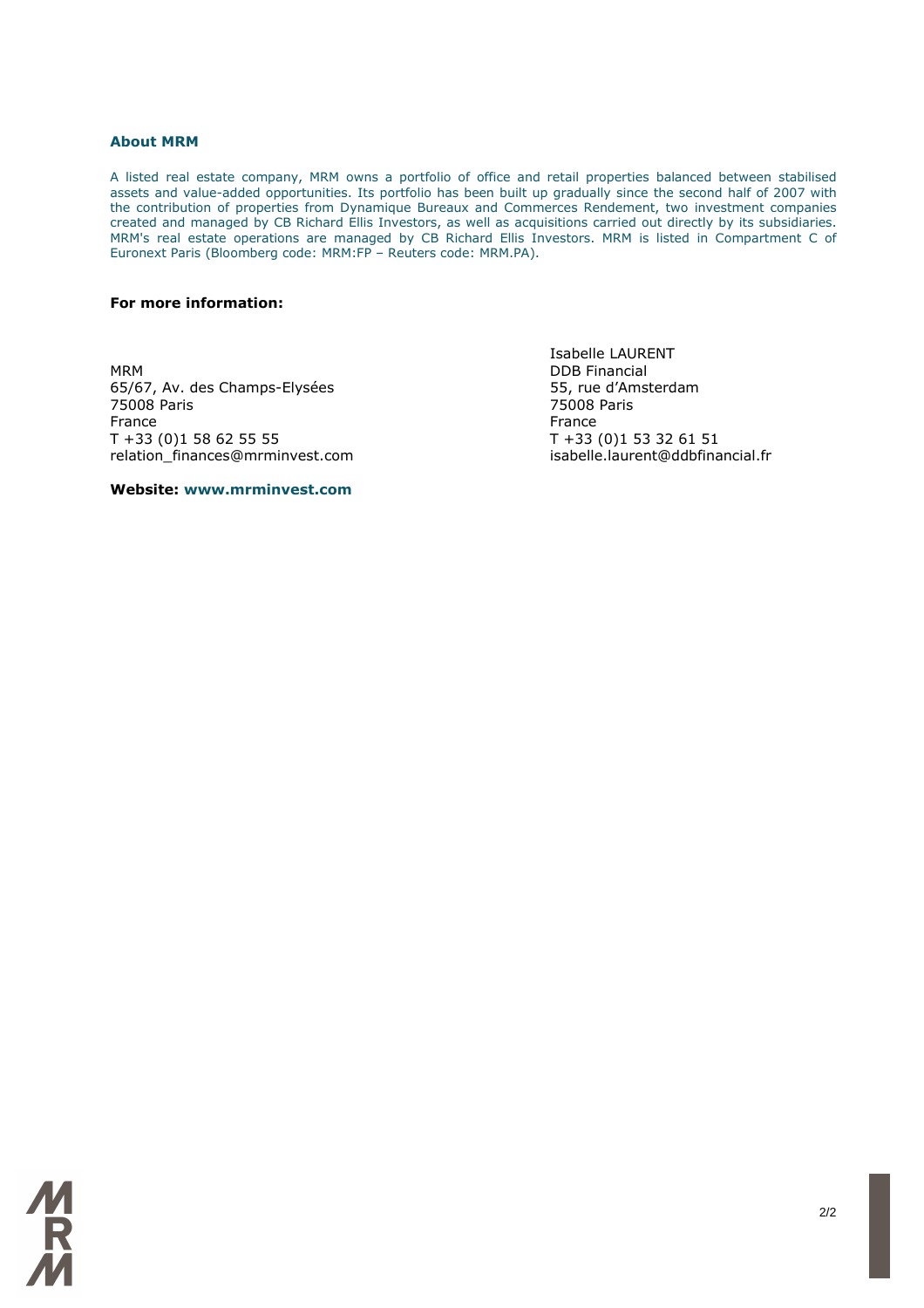### About MRM

A listed real estate company, MRM owns a portfolio of office and retail properties balanced between stabilised assets and value-added opportunities. Its portfolio has been built up gradually since the second half of 2007 with the contribution of properties from Dynamique Bureaux and Commerces Rendement, two investment companies created and managed by CB Richard Ellis Investors, as well as acquisitions carried out directly by its subsidiaries. MRM's real estate operations are managed by CB Richard Ellis Investors. MRM is listed in Compartment C of Euronext Paris (Bloomberg code: MRM:FP – Reuters code: MRM.PA).

**For more information:**

MRM
65/67, Av. des Champs-Elysées
75008 Paris
France
T +33 (0)1 58 62 55 55
relation_finances@mrminvest.com

Isabelle LAURENT
DDB Financial
55, rue d'Amsterdam
75008 Paris
France
T +33 (0)1 53 32 61 51
isabelle.laurent@ddbfinancial.fr

**Website: www.mrminvest.com**